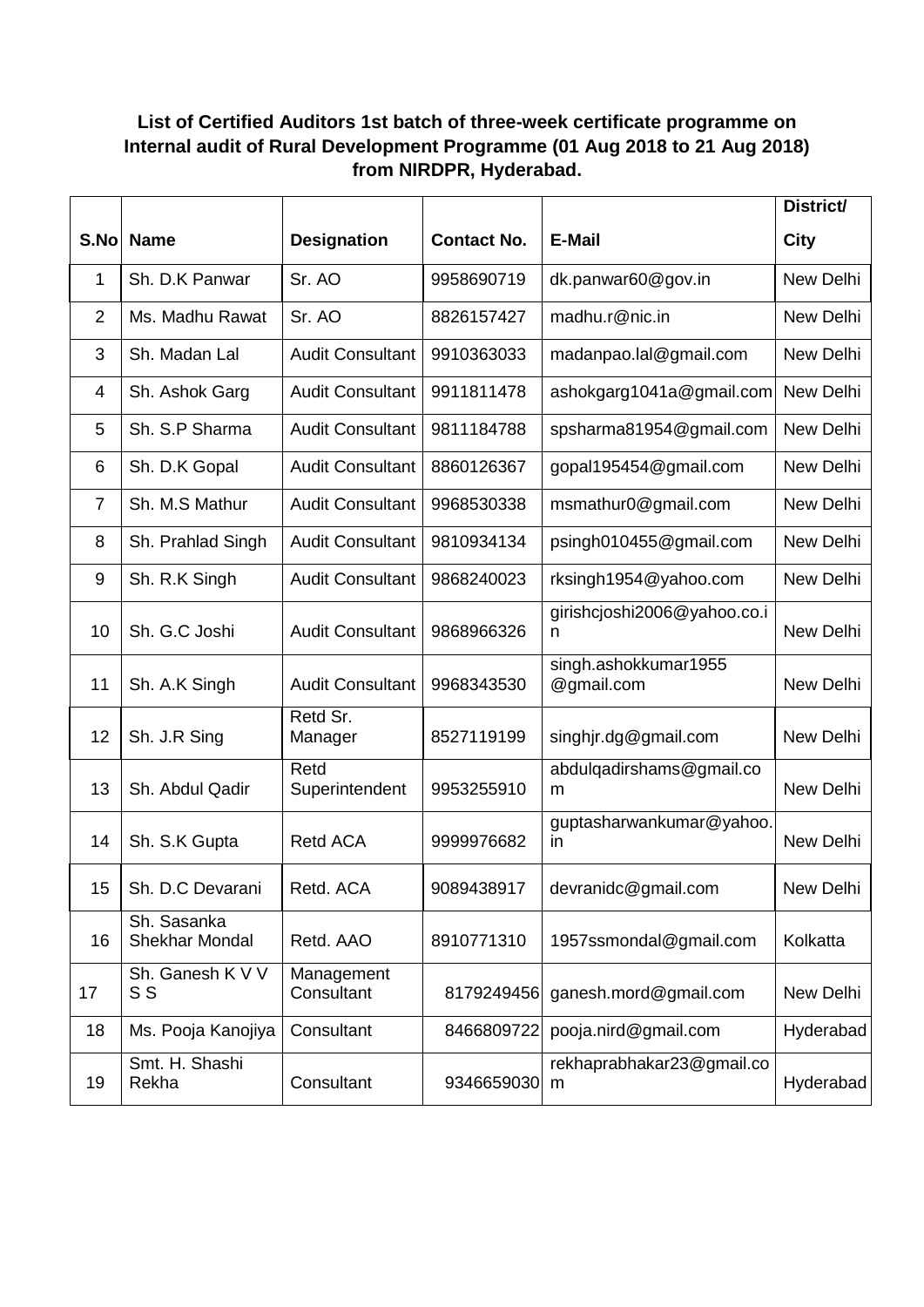**List of Certified Auditors 1st batch of three-week certificate programme on Internal audit of Rural Development Programme (01 Aug 2018 to 21 Aug 2018) from NIRDPR, Hyderabad.**

| S.No | Name | Designation | Contact No. | E-Mail | District/ City |
|---|---|---|---|---|---|
| 1 | Sh. D.K Panwar | Sr. AO | 9958690719 | dk.panwar60@gov.in | New Delhi |
| 2 | Ms. Madhu Rawat | Sr. AO | 8826157427 | madhu.r@nic.in | New Delhi |
| 3 | Sh. Madan Lal | Audit Consultant | 9910363033 | madanpao.lal@gmail.com | New Delhi |
| 4 | Sh. Ashok Garg | Audit Consultant | 9911811478 | ashokgarg1041a@gmail.com | New Delhi |
| 5 | Sh. S.P Sharma | Audit Consultant | 9811184788 | spsharma81954@gmail.com | New Delhi |
| 6 | Sh. D.K Gopal | Audit Consultant | 8860126367 | gopal195454@gmail.com | New Delhi |
| 7 | Sh. M.S Mathur | Audit Consultant | 9968530338 | msmathur0@gmail.com | New Delhi |
| 8 | Sh. Prahlad Singh | Audit Consultant | 9810934134 | psingh010455@gmail.com | New Delhi |
| 9 | Sh. R.K Singh | Audit Consultant | 9868240023 | rksingh1954@yahoo.com | New Delhi |
| 10 | Sh. G.C Joshi | Audit Consultant | 9868966326 | girishcjoshi2006@yahoo.co.in | New Delhi |
| 11 | Sh. A.K Singh | Audit Consultant | 9968343530 | singh.ashokkumar1955 @gmail.com | New Delhi |
| 12 | Sh. J.R Sing | Retd Sr. Manager | 8527119199 | singhjr.dg@gmail.com | New Delhi |
| 13 | Sh. Abdul Qadir | Retd Superintendent | 9953255910 | abdulqadirshams@gmail.com | New Delhi |
| 14 | Sh. S.K Gupta | Retd ACA | 9999976682 | guptasharwankumar@yahoo.in | New Delhi |
| 15 | Sh. D.C Devarani | Retd. ACA | 9089438917 | devranidc@gmail.com | New Delhi |
| 16 | Sh. Sasanka Shekhar Mondal | Retd. AAO | 8910771310 | 1957ssmondal@gmail.com | Kolkatta |
| 17 | Sh. Ganesh K V V S S | Management Consultant | 8179249456 | ganesh.mord@gmail.com | New Delhi |
| 18 | Ms. Pooja Kanojiya | Consultant | 8466809722 | pooja.nird@gmail.com | Hyderabad |
| 19 | Smt. H. Shashi Rekha | Consultant | 9346659030 | rekhaprabhakar23@gmail.com | Hyderabad |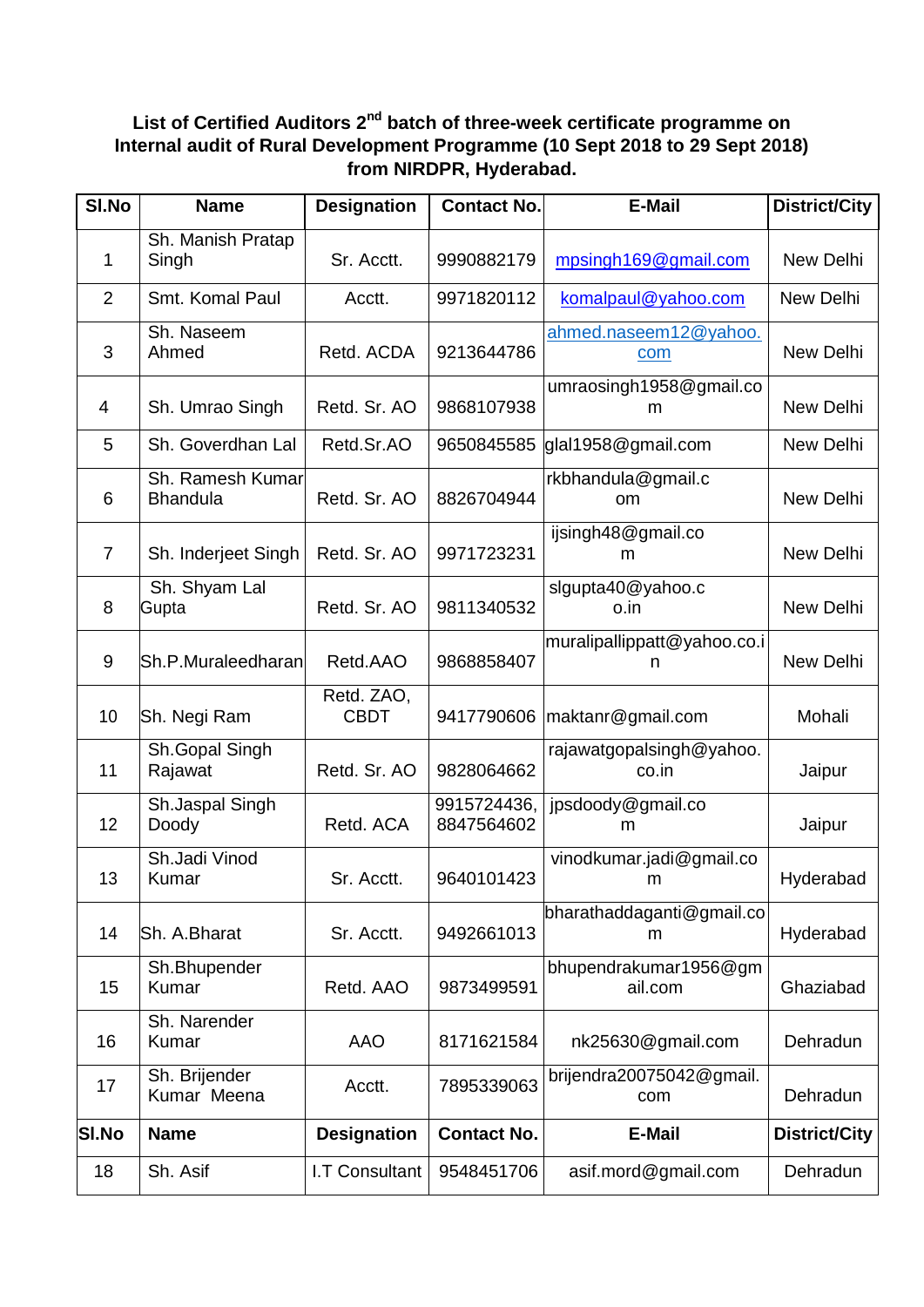**List of Certified Auditors 2nd batch of three-week certificate programme on Internal audit of Rural Development Programme (10 Sept 2018 to 29 Sept 2018) from NIRDPR, Hyderabad.**

| Sl.No | Name | Designation | Contact No. | E-Mail | District/City |
|---|---|---|---|---|---|
| 1 | Sh. Manish Pratap Singh | Sr. Acctt. | 9990882179 | mpsingh169@gmail.com | New Delhi |
| 2 | Smt. Komal Paul | Acctt. | 9971820112 | komalpaul@yahoo.com | New Delhi |
| 3 | Sh. Naseem Ahmed | Retd. ACDA | 9213644786 | ahmed.naseem12@yahoo.com | New Delhi |
| 4 | Sh. Umrao Singh | Retd. Sr. AO | 9868107938 | umraosingh1958@gmail.com | New Delhi |
| 5 | Sh. Goverdhan Lal | Retd.Sr.AO | 9650845585 | glal1958@gmail.com | New Delhi |
| 6 | Sh. Ramesh Kumar Bhandula | Retd. Sr. AO | 8826704944 | rkbhandula@gmail.com | New Delhi |
| 7 | Sh. Inderjeet Singh | Retd. Sr. AO | 9971723231 | ijsingh48@gmail.com | New Delhi |
| 8 | Sh. Shyam Lal Gupta | Retd. Sr. AO | 9811340532 | slgupta40@yahoo.co.in | New Delhi |
| 9 | Sh.P.Muraleedharan | Retd.AAO | 9868858407 | muralipallippatt@yahoo.co.in | New Delhi |
| 10 | Sh. Negi Ram | Retd. ZAO, CBDT | 9417790606 | maktanr@gmail.com | Mohali |
| 11 | Sh.Gopal Singh Rajawat | Retd. Sr. AO | 9828064662 | rajawatgopalsingh@yahoo.co.in | Jaipur |
| 12 | Sh.Jaspal Singh Doody | Retd. ACA | 9915724436, 8847564602 | jpsdoody@gmail.com | Jaipur |
| 13 | Sh.Jadi Vinod Kumar | Sr. Acctt. | 9640101423 | vinodkumar.jadi@gmail.com | Hyderabad |
| 14 | Sh. A.Bharat | Sr. Acctt. | 9492661013 | bharathaddaganti@gmail.com | Hyderabad |
| 15 | Sh.Bhupender Kumar | Retd. AAO | 9873499591 | bhupendrakumar1956@gmail.com | Ghaziabad |
| 16 | Sh. Narender Kumar | AAO | 8171621584 | nk25630@gmail.com | Dehradun |
| 17 | Sh. Brijender Kumar Meena | Acctt. | 7895339063 | brijendra20075042@gmail.com | Dehradun |
| 18 | Sh. Asif | I.T Consultant | 9548451706 | asif.mord@gmail.com | Dehradun |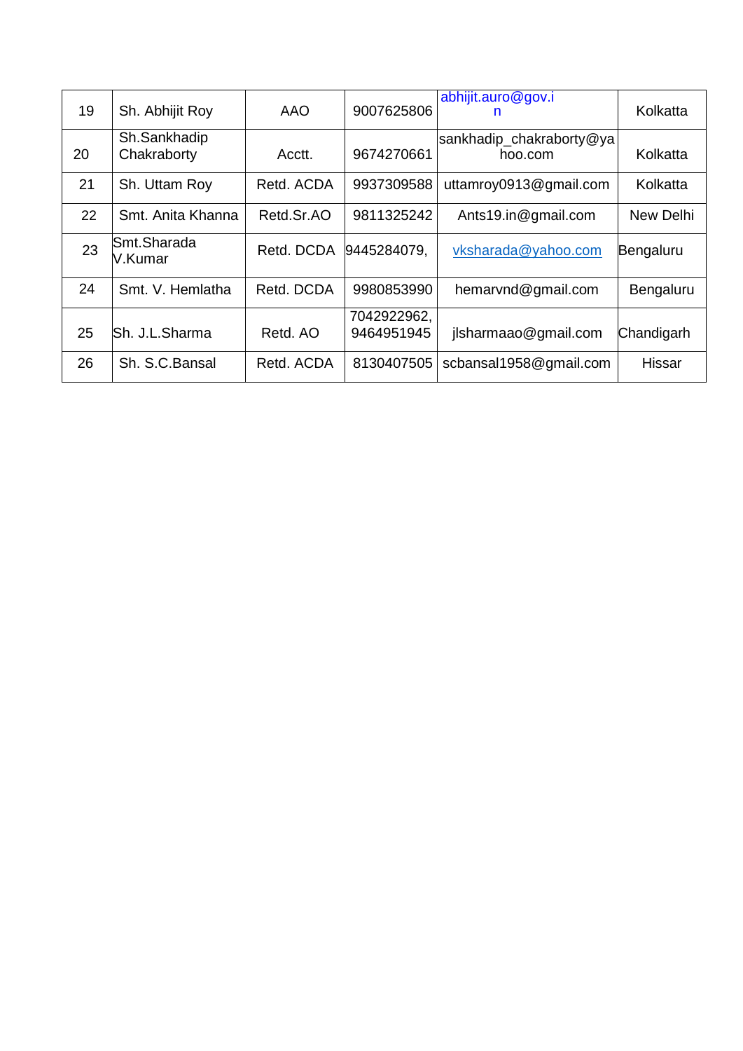| 19 | Sh. Abhijit Roy | AAO | 9007625806 | abhijit.auro@gov.in | Kolkatta |
|---|---|---|---|---|---|
| 20 | Sh.Sankhadip Chakraborty | Acctt. | 9674270661 | sankhadip_chakraborty@yahoo.com | Kolkatta |
| 21 | Sh. Uttam Roy | Retd. ACDA | 9937309588 | uttamroy0913@gmail.com | Kolkatta |
| 22 | Smt. Anita Khanna | Retd.Sr.AO | 9811325242 | Ants19.in@gmail.com | New Delhi |
| 23 | Smt.Sharada V.Kumar | Retd. DCDA | 9445284079, | vksharada@yahoo.com | Bengaluru |
| 24 | Smt. V. Hemlatha | Retd. DCDA | 9980853990 | hemarvnd@gmail.com | Bengaluru |
| 25 | Sh. J.L.Sharma | Retd. AO | 7042922962, 9464951945 | jlsharmaao@gmail.com | Chandigarh |
| 26 | Sh. S.C.Bansal | Retd. ACDA | 8130407505 | scbansal1958@gmail.com | Hissar |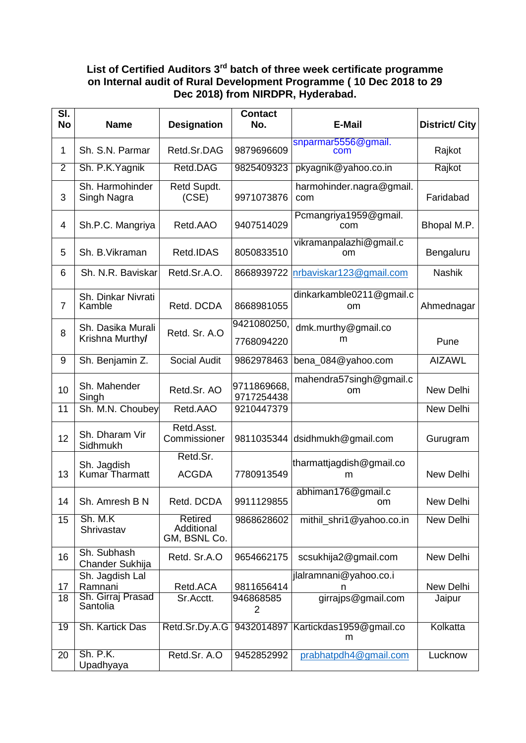**List of Certified Auditors 3rd batch of three week certificate programme on Internal audit of Rural Development Programme ( 10 Dec 2018 to 29 Dec 2018) from NIRDPR, Hyderabad.**

| Sl. No | Name | Designation | Contact No. | E-Mail | District/ City |
|---|---|---|---|---|---|
| 1 | Sh. S.N. Parmar | Retd.Sr.DAG | 9879696609 | snparmar5556@gmail.com | Rajkot |
| 2 | Sh. P.K.Yagnik | Retd.DAG | 9825409323 | pkyagnik@yahoo.co.in | Rajkot |
| 3 | Sh. Harmohinder Singh Nagra | Retd Supdt. (CSE) | 9971073876 | harmohinder.nagra@gmail.com | Faridabad |
| 4 | Sh.P.C. Mangriya | Retd.AAO | 9407514029 | Pcmangriya1959@gmail.com | Bhopal M.P. |
| 5 | Sh. B.Vikraman | Retd.IDAS | 8050833510 | vikramanpalazhi@gmail.com | Bengaluru |
| 6 | Sh. N.R. Baviskar | Retd.Sr.A.O. | 8668939722 | nrbaviskar123@gmail.com | Nashik |
| 7 | Sh. Dinkar Nivrati Kamble | Retd. DCDA | 8668981055 | dinkarkamble0211@gmail.com | Ahmednagar |
| 8 | Sh. Dasika Murali Krishna Murthy/ | Retd. Sr. A.O | 9421080250, 7768094220 | dmk.murthy@gmail.com | Pune |
| 9 | Sh. Benjamin Z. | Social Audit | 9862978463 | bena_084@yahoo.com | AIZAWL |
| 10 | Sh. Mahender Singh | Retd.Sr. AO | 9711869668, 9717254438 | mahendra57singh@gmail.com | New Delhi |
| 11 | Sh. M.N. Choubey | Retd.AAO | 9210447379 | | New Delhi |
| 12 | Sh. Dharam Vir Sidhmukh | Retd.Asst. Commissioner | 9811035344 | dsidhmukh@gmail.com | Gurugram |
| 13 | Sh. Jagdish Kumar Tharmatt | Retd.Sr. ACGDA | 7780913549 | tharmattjagdish@gmail.com | New Delhi |
| 14 | Sh. Amresh B N | Retd. DCDA | 9911129855 | abhiman176@gmail.com | New Delhi |
| 15 | Sh. M.K Shrivastav | Retired Additional GM, BSNL Co. | 9868628602 | mithil_shri1@yahoo.co.in | New Delhi |
| 16 | Sh. Subhash Chander Sukhija | Retd. Sr.A.O | 9654662175 | scsukhija2@gmail.com | New Delhi |
| 17 | Sh. Jagdish Lal Ramnani | Retd.ACA | 9811656414 | jlalramnani@yahoo.co.in | New Delhi |
| 18 | Sh. Girraj Prasad Santolia | Sr.Acctt. | 9468685852 | girrajps@gmail.com | Jaipur |
| 19 | Sh. Kartick Das | Retd.Sr.Dy.A.G | 9432014897 | Kartickdas1959@gmail.com | Kolkatta |
| 20 | Sh. P.K. Upadhyaya | Retd.Sr. A.O | 9452852992 | prabhatpdh4@gmail.com | Lucknow |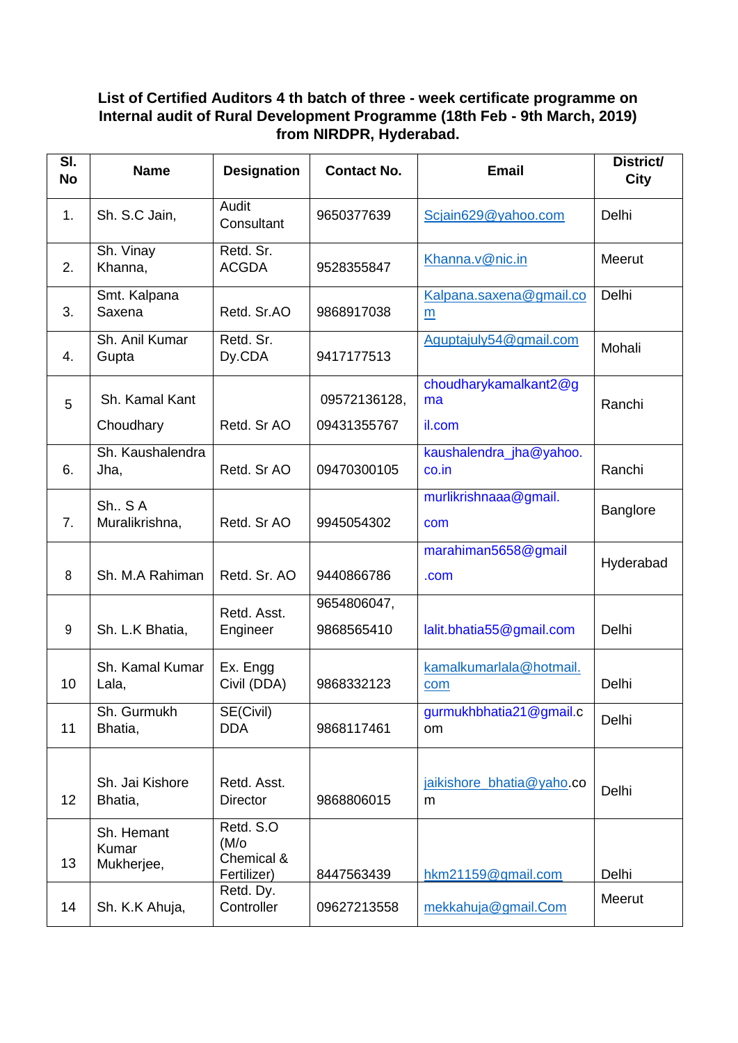**List of Certified Auditors 4 th batch of three - week certificate programme on Internal audit of Rural Development Programme (18th Feb - 9th March, 2019) from NIRDPR, Hyderabad.**

| Sl. No | Name | Designation | Contact No. | Email | District/ City |
|---|---|---|---|---|---|
| 1. | Sh. S.C Jain, | Audit Consultant | 9650377639 | Scjain629@yahoo.com | Delhi |
| 2. | Sh. Vinay Khanna, | Retd. Sr. ACGDA | 9528355847 | Khanna.v@nic.in | Meerut |
| 3. | Smt. Kalpana Saxena | Retd. Sr.AO | 9868917038 | Kalpana.saxena@gmail.com | Delhi |
| 4. | Sh. Anil Kumar Gupta | Retd. Sr. Dy.CDA | 9417177513 | Aguptajuly54@gmail.com | Mohali |
| 5 | Sh. Kamal Kant Choudhary | Retd. Sr AO | 09572136128, 09431355767 | choudharykamalkant2@gmail.com | Ranchi |
| 6. | Sh. Kaushalendra Jha, | Retd. Sr AO | 09470300105 | kaushalendra_jha@yahoo.co.in | Ranchi |
| 7. | Sh.. S A Muralikrishna, | Retd. Sr AO | 9945054302 | murlikrishnaaa@gmail.com | Banglore |
| 8 | Sh. M.A Rahiman | Retd. Sr. AO | 9440866786 | marahiman5658@gmail.com | Hyderabad |
| 9 | Sh. L.K Bhatia, | Retd. Asst. Engineer | 9654806047, 9868565410 | lalit.bhatia55@gmail.com | Delhi |
| 10 | Sh. Kamal Kumar Lala, | Ex. Engg Civil (DDA) | 9868332123 | kamalkumarlala@hotmail.com | Delhi |
| 11 | Sh. Gurmukh Bhatia, | SE(Civil) DDA | 9868117461 | gurmukhbhatia21@gmail.com | Delhi |
| 12 | Sh. Jai Kishore Bhatia, | Retd. Asst. Director | 9868806015 | jaikishore_bhatia@yaho.com | Delhi |
| 13 | Sh. Hemant Kumar Mukherjee, | Retd. S.O (M/o Chemical & Fertilizer) | 8447563439 | hkm21159@gmail.com | Delhi |
| 14 | Sh. K.K Ahuja, | Retd. Dy. Controller | 09627213558 | mekkahuja@gmail.Com | Meerut |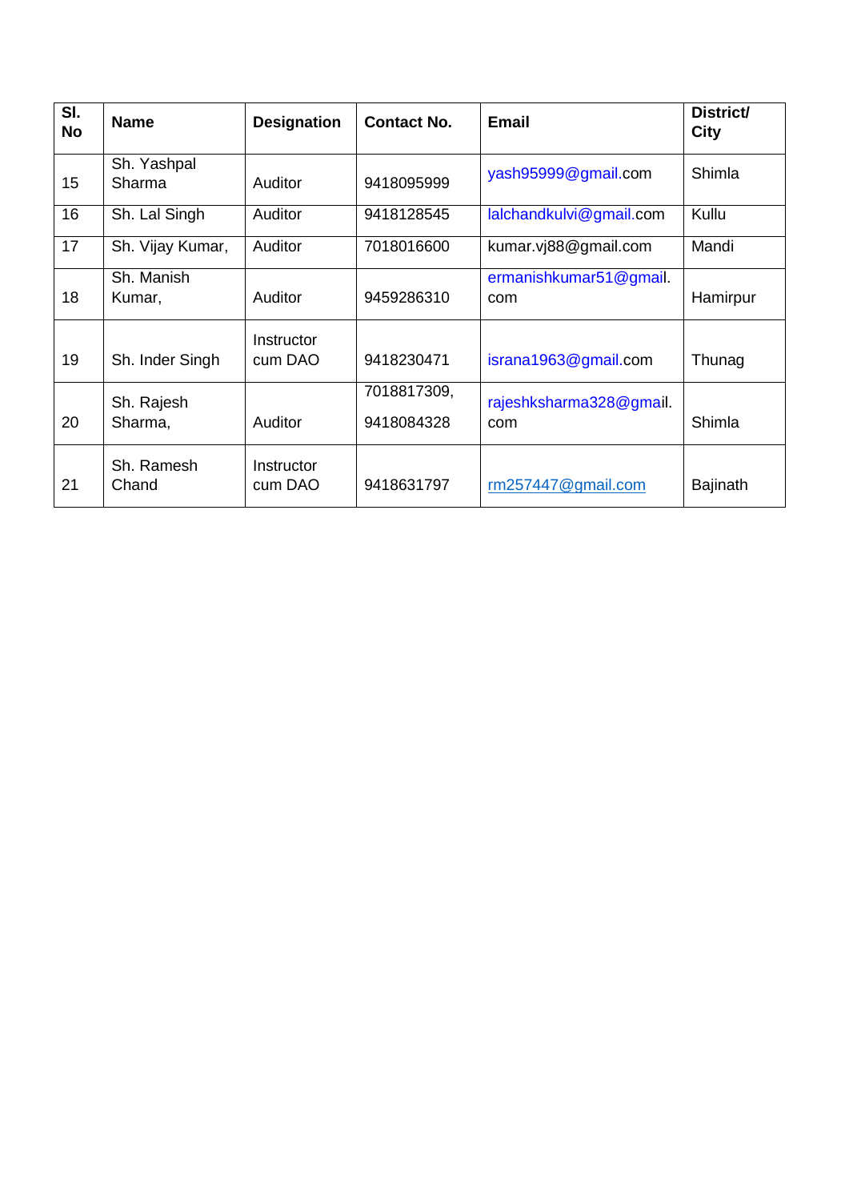| Sl. No | Name | Designation | Contact No. | Email | District/ City |
|---|---|---|---|---|---|
| 15 | Sh. Yashpal Sharma | Auditor | 9418095999 | yash95999@gmail.com | Shimla |
| 16 | Sh. Lal Singh | Auditor | 9418128545 | lalchandkulvi@gmail.com | Kullu |
| 17 | Sh. Vijay Kumar, | Auditor | 7018016600 | kumar.vj88@gmail.com | Mandi |
| 18 | Sh. Manish Kumar, | Auditor | 9459286310 | ermanishkumar51@gmail.com | Hamirpur |
| 19 | Sh. Inder Singh | Instructor cum DAO | 9418230471 | israna1963@gmail.com | Thunag |
| 20 | Sh. Rajesh Sharma, | Auditor | 7018817309, 9418084328 | rajeshksharma328@gmail.com | Shimla |
| 21 | Sh. Ramesh Chand | Instructor cum DAO | 9418631797 | rm257447@gmail.com | Bajinath |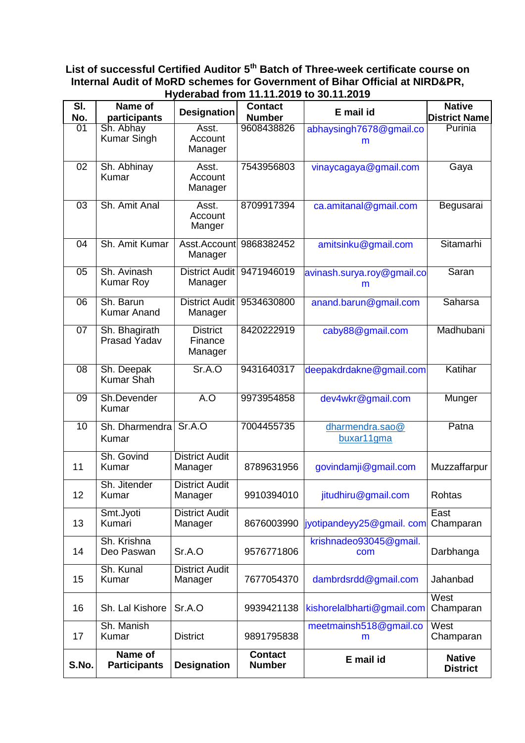**List of successful Certified Auditor 5th Batch of Three-week certificate course on Internal Audit of MoRD schemes for Government of Bihar Official at NIRD&PR, Hyderabad from 11.11.2019 to 30.11.2019**

| Sl. No. | Name of participants | Designation | Contact Number | E mail id | Native District Name |
|---|---|---|---|---|---|
| 01 | Sh. Abhay Kumar Singh | Asst. Account Manager | 9608438826 | abhaysingh7678@gmail.com | Purinia |
| 02 | Sh. Abhinay Kumar | Asst. Account Manager | 7543956803 | vinaycagaya@gmail.com | Gaya |
| 03 | Sh. Amit Anal | Asst. Account Manger | 8709917394 | ca.amitanal@gmail.com | Begusarai |
| 04 | Sh. Amit Kumar | Asst.Account Manager | 9868382452 | amitsinku@gmail.com | Sitamarhi |
| 05 | Sh. Avinash Kumar Roy | District Audit Manager | 9471946019 | avinash.surya.roy@gmail.com | Saran |
| 06 | Sh. Barun Kumar Anand | District Audit Manager | 9534630800 | anand.barun@gmail.com | Saharsa |
| 07 | Sh. Bhagirath Prasad Yadav | District Finance Manager | 8420222919 | caby88@gmail.com | Madhubani |
| 08 | Sh. Deepak Kumar Shah | Sr.A.O | 9431640317 | deepakdrdakne@gmail.com | Katihar |
| 09 | Sh.Devender Kumar | A.O | 9973954858 | dev4wkr@gmail.com | Munger |
| 10 | Sh. Dharmendra Kumar | Sr.A.O | 7004455735 | dharmendra.sao@ buxar11gma | Patna |
| 11 | Sh. Govind Kumar | District Audit Manager | 8789631956 | govindamji@gmail.com | Muzzaffarpur |
| 12 | Sh. Jitender Kumar | District Audit Manager | 9910394010 | jitudhiru@gmail.com | Rohtas |
| 13 | Smt.Jyoti Kumari | District Audit Manager | 8676003990 | jyotipandeyy25@gmail. com | East Champaran |
| 14 | Sh. Krishna Deo Paswan | Sr.A.O | 9576771806 | krishnadeo93045@gmail.com | Darbhanga |
| 15 | Sh. Kunal Kumar | District Audit Manager | 7677054370 | dambrdsrdd@gmail.com | Jahanbad |
| 16 | Sh. Lal Kishore | Sr.A.O | 9939421138 | kishorelalbharti@gmail.com | West Champaran |
| 17 | Sh. Manish Kumar | District | 9891795838 | meetmainsh518@gmail.com | West Champaran |
| **S.No.** | **Name of Participants** | **Designation** | **Contact Number** | **E mail id** | **Native District** |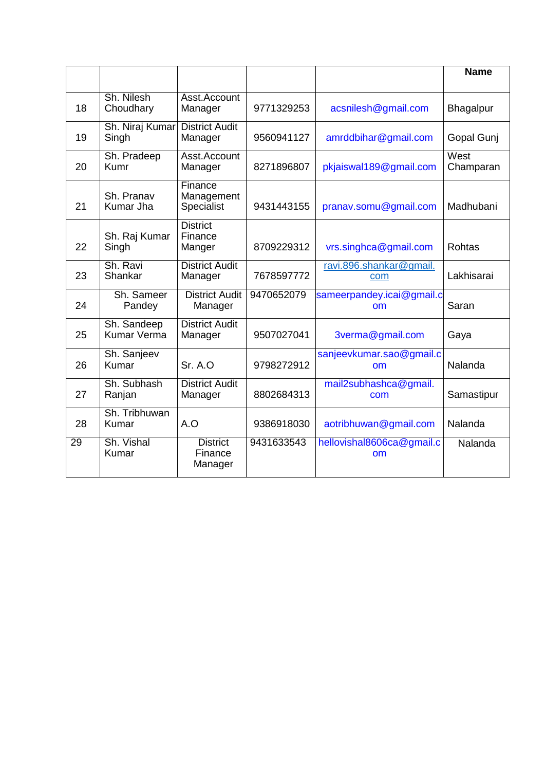| | | | | | Name |
|---|---|---|---|---|---|
| 18 | Sh. Nilesh Choudhary | Asst.Account Manager | 9771329253 | acsnilesh@gmail.com | Bhagalpur |
| 19 | Sh. Niraj Kumar Singh | District Audit Manager | 9560941127 | amrddbihar@gmail.com | Gopal Gunj |
| 20 | Sh. Pradeep Kumr | Asst.Account Manager | 8271896807 | pkjaiswal189@gmail.com | West Champaran |
| 21 | Sh. Pranav Kumar Jha | Finance Management Specialist | 9431443155 | pranav.somu@gmail.com | Madhubani |
| 22 | Sh. Raj Kumar Singh | District Finance Manger | 8709229312 | vrs.singhca@gmail.com | Rohtas |
| 23 | Sh. Ravi Shankar | District Audit Manager | 7678597772 | ravi.896.shankar@gmail.com | Lakhisarai |
| 24 | Sh. Sameer Pandey | District Audit Manager | 9470652079 | sameerpandey.icai@gmail.com | Saran |
| 25 | Sh. Sandeep Kumar Verma | District Audit Manager | 9507027041 | 3verma@gmail.com | Gaya |
| 26 | Sh. Sanjeev Kumar | Sr. A.O | 9798272912 | sanjeevkumar.sao@gmail.com | Nalanda |
| 27 | Sh. Subhash Ranjan | District Audit Manager | 8802684313 | mail2subhashca@gmail.com | Samastipur |
| 28 | Sh. Tribhuwan Kumar | A.O | 9386918030 | aotribhuwan@gmail.com | Nalanda |
| 29 | Sh. Vishal Kumar | District Finance Manager | 9431633543 | hellovishal8606ca@gmail.com | Nalanda |